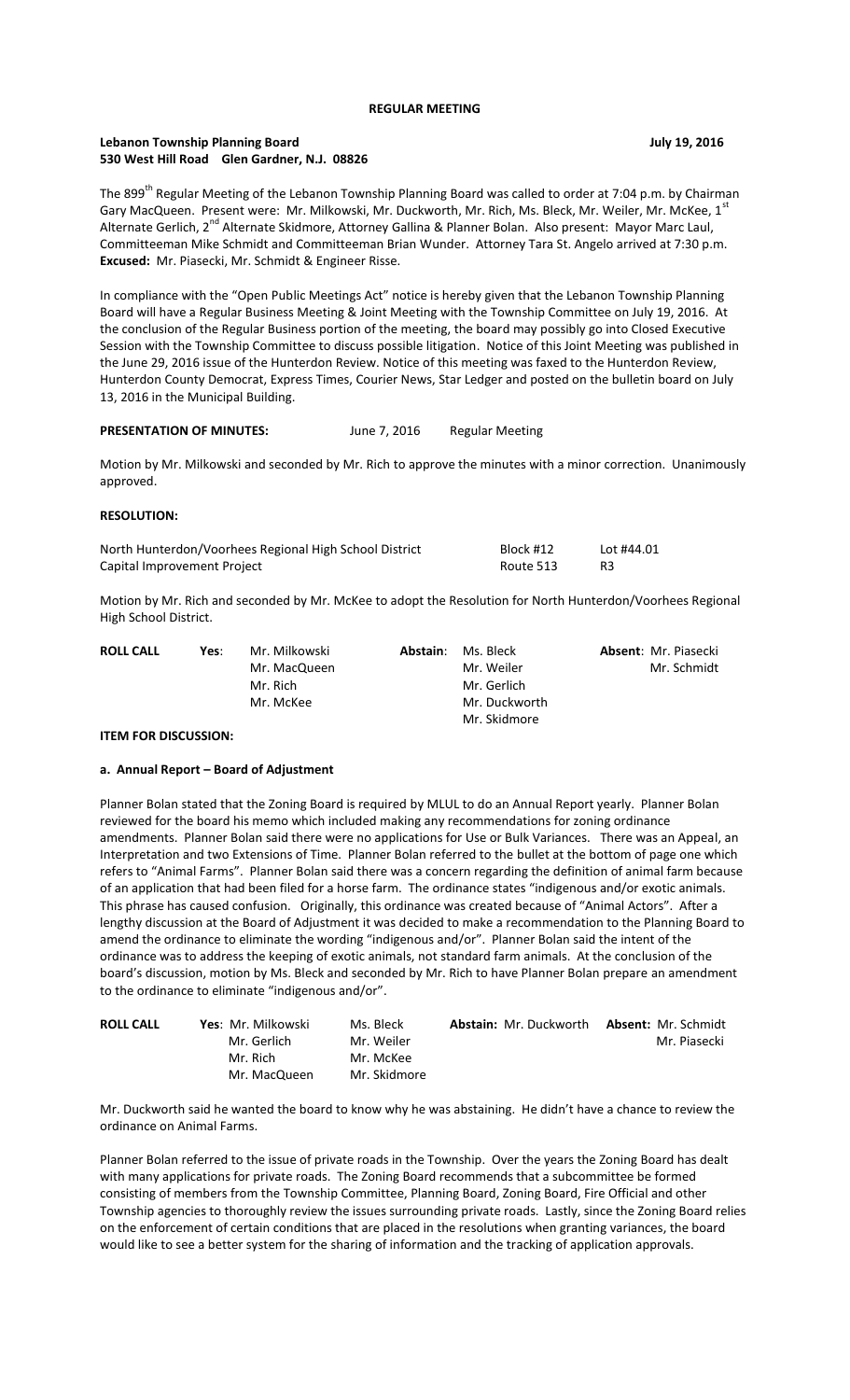# REGULAR MEETING

**Lebanon Township Planning Board** **July 19, 2016**
**530 West Hill Road Glen Gardner, N.J. 08826**

The 899th Regular Meeting of the Lebanon Township Planning Board was called to order at 7:04 p.m. by Chairman Gary MacQueen. Present were: Mr. Milkowski, Mr. Duckworth, Mr. Rich, Ms. Bleck, Mr. Weiler, Mr. McKee, 1st Alternate Gerlich, 2nd Alternate Skidmore, Attorney Gallina & Planner Bolan. Also present: Mayor Marc Laul, Committeeman Mike Schmidt and Committeeman Brian Wunder. Attorney Tara St. Angelo arrived at 7:30 p.m. **Excused:** Mr. Piasecki, Mr. Schmidt & Engineer Risse.

In compliance with the "Open Public Meetings Act" notice is hereby given that the Lebanon Township Planning Board will have a Regular Business Meeting & Joint Meeting with the Township Committee on July 19, 2016. At the conclusion of the Regular Business portion of the meeting, the board may possibly go into Closed Executive Session with the Township Committee to discuss possible litigation. Notice of this Joint Meeting was published in the June 29, 2016 issue of the Hunterdon Review. Notice of this meeting was faxed to the Hunterdon Review, Hunterdon County Democrat, Express Times, Courier News, Star Ledger and posted on the bulletin board on July 13, 2016 in the Municipal Building.

**PRESENTATION OF MINUTES:** June 7, 2016 Regular Meeting

Motion by Mr. Milkowski and seconded by Mr. Rich to approve the minutes with a minor correction. Unanimously approved.

**RESOLUTION:**

| North Hunterdon/Voorhees Regional High School District | Block #12 | Lot #44.01 |
|---|---|---|
| Capital Improvement Project | Route 513 | R3 |

Motion by Mr. Rich and seconded by Mr. McKee to adopt the Resolution for North Hunterdon/Voorhees Regional High School District.

| ROLL CALL | Yes: | | Abstain: | | Absent: |
|---|---|---|---|---|---|
| | | Mr. Milkowski | | Ms. Bleck | Mr. Piasecki |
| | | Mr. MacQueen | | Mr. Weiler | Mr. Schmidt |
| | | Mr. Rich | | Mr. Gerlich | |
| | | Mr. McKee | | Mr. Duckworth | |
| | | | | Mr. Skidmore | |

**ITEM FOR DISCUSSION:**

**a. Annual Report – Board of Adjustment**

Planner Bolan stated that the Zoning Board is required by MLUL to do an Annual Report yearly. Planner Bolan reviewed for the board his memo which included making any recommendations for zoning ordinance amendments. Planner Bolan said there were no applications for Use or Bulk Variances. There was an Appeal, an Interpretation and two Extensions of Time. Planner Bolan referred to the bullet at the bottom of page one which refers to "Animal Farms". Planner Bolan said there was a concern regarding the definition of animal farm because of an application that had been filed for a horse farm. The ordinance states "indigenous and/or exotic animals. This phrase has caused confusion. Originally, this ordinance was created because of "Animal Actors". After a lengthy discussion at the Board of Adjustment it was decided to make a recommendation to the Planning Board to amend the ordinance to eliminate the wording "indigenous and/or". Planner Bolan said the intent of the ordinance was to address the keeping of exotic animals, not standard farm animals. At the conclusion of the board's discussion, motion by Ms. Bleck and seconded by Mr. Rich to have Planner Bolan prepare an amendment to the ordinance to eliminate "indigenous and/or".

| ROLL CALL | Yes: | | Abstain: | Absent: |
|---|---|---|---|---|
| | Mr. Milkowski | Ms. Bleck | Mr. Duckworth | Mr. Schmidt |
| | Mr. Gerlich | Mr. Weiler | | Mr. Piasecki |
| | Mr. Rich | Mr. McKee | | |
| | Mr. MacQueen | Mr. Skidmore | | |

Mr. Duckworth said he wanted the board to know why he was abstaining. He didn't have a chance to review the ordinance on Animal Farms.

Planner Bolan referred to the issue of private roads in the Township. Over the years the Zoning Board has dealt with many applications for private roads. The Zoning Board recommends that a subcommittee be formed consisting of members from the Township Committee, Planning Board, Zoning Board, Fire Official and other Township agencies to thoroughly review the issues surrounding private roads. Lastly, since the Zoning Board relies on the enforcement of certain conditions that are placed in the resolutions when granting variances, the board would like to see a better system for the sharing of information and the tracking of application approvals.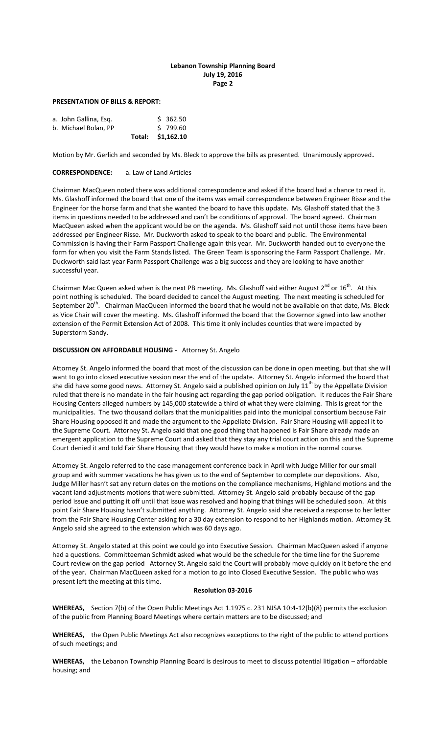**PRESENTATION OF BILLS & REPORT:**

| | | |
|---|---|---|
| a. John Gallina, Esq. | | $ 362.50 |
| b. Michael Bolan, PP | | $ 799.60 |
| | Total: | $1,162.10 |

Motion by Mr. Gerlich and seconded by Ms. Bleck to approve the bills as presented. Unanimously approved.

**CORRESPONDENCE:** a. Law of Land Articles

Chairman MacQueen noted there was additional correspondence and asked if the board had a chance to read it. Ms. Glashoff informed the board that one of the items was email correspondence between Engineer Risse and the Engineer for the horse farm and that she wanted the board to have this update. Ms. Glashoff stated that the 3 items in questions needed to be addressed and can't be conditions of approval. The board agreed. Chairman MacQueen asked when the applicant would be on the agenda. Ms. Glashoff said not until those items have been addressed per Engineer Risse. Mr. Duckworth asked to speak to the board and public. The Environmental Commission is having their Farm Passport Challenge again this year. Mr. Duckworth handed out to everyone the form for when you visit the Farm Stands listed. The Green Team is sponsoring the Farm Passport Challenge. Mr. Duckworth said last year Farm Passport Challenge was a big success and they are looking to have another successful year.

Chairman Mac Queen asked when is the next PB meeting. Ms. Glashoff said either August 2nd or 16th. At this point nothing is scheduled. The board decided to cancel the August meeting. The next meeting is scheduled for September 20th. Chairman MacQueen informed the board that he would not be available on that date, Ms. Bleck as Vice Chair will cover the meeting. Ms. Glashoff informed the board that the Governor signed into law another extension of the Permit Extension Act of 2008. This time it only includes counties that were impacted by Superstorm Sandy.

**DISCUSSION ON AFFORDABLE HOUSING** - Attorney St. Angelo

Attorney St. Angelo informed the board that most of the discussion can be done in open meeting, but that she will want to go into closed executive session near the end of the update. Attorney St. Angelo informed the board that she did have some good news. Attorney St. Angelo said a published opinion on July 11th by the Appellate Division ruled that there is no mandate in the fair housing act regarding the gap period obligation. It reduces the Fair Share Housing Centers alleged numbers by 145,000 statewide a third of what they were claiming. This is great for the municipalities. The two thousand dollars that the municipalities paid into the municipal consortium because Fair Share Housing opposed it and made the argument to the Appellate Division. Fair Share Housing will appeal it to the Supreme Court. Attorney St. Angelo said that one good thing that happened is Fair Share already made an emergent application to the Supreme Court and asked that they stay any trial court action on this and the Supreme Court denied it and told Fair Share Housing that they would have to make a motion in the normal course.

Attorney St. Angelo referred to the case management conference back in April with Judge Miller for our small group and with summer vacations he has given us to the end of September to complete our depositions. Also, Judge Miller hasn't sat any return dates on the motions on the compliance mechanisms, Highland motions and the vacant land adjustments motions that were submitted. Attorney St. Angelo said probably because of the gap period issue and putting it off until that issue was resolved and hoping that things will be scheduled soon. At this point Fair Share Housing hasn't submitted anything. Attorney St. Angelo said she received a response to her letter from the Fair Share Housing Center asking for a 30 day extension to respond to her Highlands motion. Attorney St. Angelo said she agreed to the extension which was 60 days ago.

Attorney St. Angelo stated at this point we could go into Executive Session. Chairman MacQueen asked if anyone had a questions. Committeeman Schmidt asked what would be the schedule for the time line for the Supreme Court review on the gap period Attorney St. Angelo said the Court will probably move quickly on it before the end of the year. Chairman MacQueen asked for a motion to go into Closed Executive Session. The public who was present left the meeting at this time.

**Resolution 03-2016**

**WHEREAS,** Section 7(b) of the Open Public Meetings Act 1.1975 c. 231 NJSA 10:4-12(b)(8) permits the exclusion of the public from Planning Board Meetings where certain matters are to be discussed; and

**WHEREAS,** the Open Public Meetings Act also recognizes exceptions to the right of the public to attend portions of such meetings; and

**WHEREAS,** the Lebanon Township Planning Board is desirous to meet to discuss potential litigation – affordable housing; and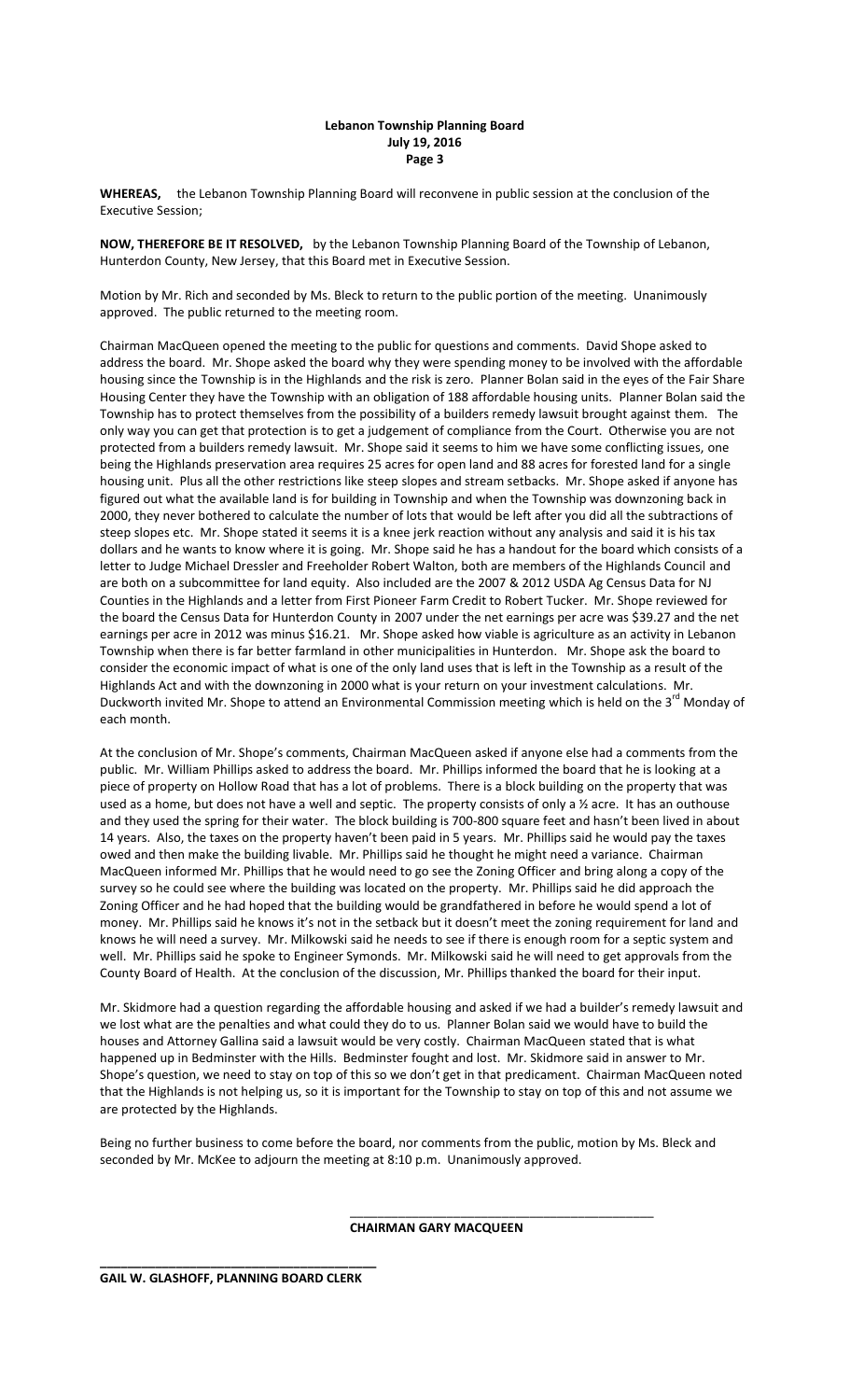**WHEREAS,** the Lebanon Township Planning Board will reconvene in public session at the conclusion of the Executive Session;

**NOW, THEREFORE BE IT RESOLVED,** by the Lebanon Township Planning Board of the Township of Lebanon, Hunterdon County, New Jersey, that this Board met in Executive Session.

Motion by Mr. Rich and seconded by Ms. Bleck to return to the public portion of the meeting. Unanimously approved. The public returned to the meeting room.

Chairman MacQueen opened the meeting to the public for questions and comments. David Shope asked to address the board. Mr. Shope asked the board why they were spending money to be involved with the affordable housing since the Township is in the Highlands and the risk is zero. Planner Bolan said in the eyes of the Fair Share Housing Center they have the Township with an obligation of 188 affordable housing units. Planner Bolan said the Township has to protect themselves from the possibility of a builders remedy lawsuit brought against them. The only way you can get that protection is to get a judgement of compliance from the Court. Otherwise you are not protected from a builders remedy lawsuit. Mr. Shope said it seems to him we have some conflicting issues, one being the Highlands preservation area requires 25 acres for open land and 88 acres for forested land for a single housing unit. Plus all the other restrictions like steep slopes and stream setbacks. Mr. Shope asked if anyone has figured out what the available land is for building in Township and when the Township was downzoning back in 2000, they never bothered to calculate the number of lots that would be left after you did all the subtractions of steep slopes etc. Mr. Shope stated it seems it is a knee jerk reaction without any analysis and said it is his tax dollars and he wants to know where it is going. Mr. Shope said he has a handout for the board which consists of a letter to Judge Michael Dressler and Freeholder Robert Walton, both are members of the Highlands Council and are both on a subcommittee for land equity. Also included are the 2007 & 2012 USDA Ag Census Data for NJ Counties in the Highlands and a letter from First Pioneer Farm Credit to Robert Tucker. Mr. Shope reviewed for the board the Census Data for Hunterdon County in 2007 under the net earnings per acre was $39.27 and the net earnings per acre in 2012 was minus $16.21. Mr. Shope asked how viable is agriculture as an activity in Lebanon Township when there is far better farmland in other municipalities in Hunterdon. Mr. Shope ask the board to consider the economic impact of what is one of the only land uses that is left in the Township as a result of the Highlands Act and with the downzoning in 2000 what is your return on your investment calculations. Mr. Duckworth invited Mr. Shope to attend an Environmental Commission meeting which is held on the 3rd Monday of each month.

At the conclusion of Mr. Shope's comments, Chairman MacQueen asked if anyone else had a comments from the public. Mr. William Phillips asked to address the board. Mr. Phillips informed the board that he is looking at a piece of property on Hollow Road that has a lot of problems. There is a block building on the property that was used as a home, but does not have a well and septic. The property consists of only a ½ acre. It has an outhouse and they used the spring for their water. The block building is 700-800 square feet and hasn't been lived in about 14 years. Also, the taxes on the property haven't been paid in 5 years. Mr. Phillips said he would pay the taxes owed and then make the building livable. Mr. Phillips said he thought he might need a variance. Chairman MacQueen informed Mr. Phillips that he would need to go see the Zoning Officer and bring along a copy of the survey so he could see where the building was located on the property. Mr. Phillips said he did approach the Zoning Officer and he had hoped that the building would be grandfathered in before he would spend a lot of money. Mr. Phillips said he knows it's not in the setback but it doesn't meet the zoning requirement for land and knows he will need a survey. Mr. Milkowski said he needs to see if there is enough room for a septic system and well. Mr. Phillips said he spoke to Engineer Symonds. Mr. Milkowski said he will need to get approvals from the County Board of Health. At the conclusion of the discussion, Mr. Phillips thanked the board for their input.

Mr. Skidmore had a question regarding the affordable housing and asked if we had a builder's remedy lawsuit and we lost what are the penalties and what could they do to us. Planner Bolan said we would have to build the houses and Attorney Gallina said a lawsuit would be very costly. Chairman MacQueen stated that is what happened up in Bedminster with the Hills. Bedminster fought and lost. Mr. Skidmore said in answer to Mr. Shope's question, we need to stay on top of this so we don't get in that predicament. Chairman MacQueen noted that the Highlands is not helping us, so it is important for the Township to stay on top of this and not assume we are protected by the Highlands.

Being no further business to come before the board, nor comments from the public, motion by Ms. Bleck and seconded by Mr. McKee to adjourn the meeting at 8:10 p.m. Unanimously approved.

\_\_\_\_\_\_\_\_\_\_\_\_\_\_\_\_\_\_\_\_\_\_\_\_\_\_\_\_\_\_\_\_\_\_\_\_\_\_\_\_\_\_\_\_

**CHAIRMAN GARY MACQUEEN**

\_\_\_\_\_\_\_\_\_\_\_\_\_\_\_\_\_\_\_\_\_\_\_\_\_\_\_\_\_\_\_\_\_\_\_\_\_\_\_\_

**GAIL W. GLASHOFF, PLANNING BOARD CLERK**